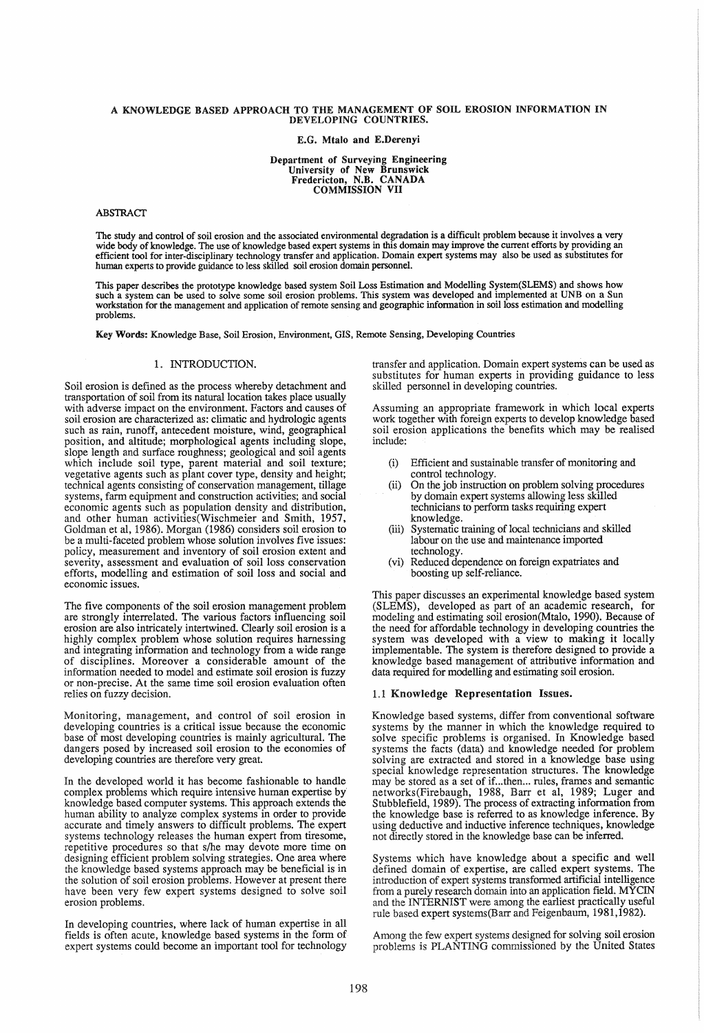# A KNOWLEDGE BASED APPROACH TO THE MANAGEMENT OF SOIL EROSION INFORMATION IN DEVELOPING COUNTRIES.

**E.G. Mtalo and E.Derenyi**

**Department of Surveying Engineering**
**University of New Brunswick**
**Fredericton, N.B. CANADA**
**COMMISSION VII**

## ABSTRACT

The study and control of soil erosion and the associated environmental degradation is a difficult problem because it involves a very wide body of knowledge. The use of knowledge based expert systems in this domain may improve the current efforts by providing an efficient tool for inter-disciplinary technology transfer and application. Domain expert systems may also be used as substitutes for human experts to provide guidance to less skilled soil erosion domain personnel.

This paper describes the prototype knowledge based system Soil Loss Estimation and Modelling System(SLEMS) and shows how such a system can be used to solve some soil erosion problems. This system was developed and implemented at UNB on a Sun workstation for the management and application of remote sensing and geographic information in soil loss estimation and modelling problems.

**Key Words:** Knowledge Base, Soil Erosion, Environment, GIS, Remote Sensing, Developing Countries

## 1. INTRODUCTION.

Soil erosion is defined as the process whereby detachment and transportation of soil from its natural location takes place usually with adverse impact on the environment. Factors and causes of soil erosion are characterized as: climatic and hydrologic agents such as rain, runoff, antecedent moisture, wind, geographical position, and altitude; morphological agents including slope, slope length and surface roughness; geological and soil agents which include soil type, parent material and soil texture; vegetative agents such as plant cover type, density and height; technical agents consisting of conservation management, tillage systems, farm equipment and construction activities; and social economic agents such as population density and distribution, and other human activities(Wischmeier and Smith, 1957, Goldman et al, 1986). Morgan (1986) considers soil erosion to be a multi-faceted problem whose solution involves five issues: policy, measurement and inventory of soil erosion extent and severity, assessment and evaluation of soil loss conservation efforts, modelling and estimation of soil loss and social and economic issues.

The five components of the soil erosion management problem are strongly interrelated. The various factors influencing soil erosion are also intricately intertwined. Clearly soil erosion is a highly complex problem whose solution requires harnessing and integrating information and technology from a wide range of disciplines. Moreover a considerable amount of the information needed to model and estimate soil erosion is fuzzy or non-precise. At the same time soil erosion evaluation often relies on fuzzy decision.

Monitoring, management, and control of soil erosion in developing countries is a critical issue because the economic base of most developing countries is mainly agricultural. The dangers posed by increased soil erosion to the economies of developing countries are therefore very great.

In the developed world it has become fashionable to handle complex problems which require intensive human expertise by knowledge based computer systems. This approach extends the human ability to analyze complex systems in order to provide accurate and timely answers to difficult problems. The expert systems technology releases the human expert from tiresome, repetitive procedures so that s/he may devote more time on designing efficient problem solving strategies. One area where the knowledge based systems approach may be beneficial is in the solution of soil erosion problems. However at present there have been very few expert systems designed to solve soil erosion problems.

In developing countries, where lack of human expertise in all fields is often acute, knowledge based systems in the form of expert systems could become an important tool for technology transfer and application. Domain expert systems can be used as substitutes for human experts in providing guidance to less skilled personnel in developing countries.

Assuming an appropriate framework in which local experts work together with foreign experts to develop knowledge based soil erosion applications the benefits which may be realised include:

(i) Efficient and sustainable transfer of monitoring and control technology.
(ii) On the job instruction on problem solving procedures by domain expert systems allowing less skilled technicians to perform tasks requiring expert knowledge.
(iii) Systematic training of local technicians and skilled labour on the use and maintenance imported technology.
(vi) Reduced dependence on foreign expatriates and boosting up self-reliance.

This paper discusses an experimental knowledge based system (SLEMS), developed as part of an academic research, for modeling and estimating soil erosion(Mtalo, 1990). Because of the need for affordable technology in developing countries the system was developed with a view to making it locally implementable. The system is therefore designed to provide a knowledge based management of attributive information and data required for modelling and estimating soil erosion.

### 1.1 Knowledge Representation Issues.

Knowledge based systems, differ from conventional software systems by the manner in which the knowledge required to solve specific problems is organised. In Knowledge based systems the facts (data) and knowledge needed for problem solving are extracted and stored in a knowledge base using special knowledge representation structures. The knowledge may be stored as a set of if...then... rules, frames and semantic networks(Firebaugh, 1988, Barr et al, 1989; Luger and Stubblefield, 1989). The process of extracting information from the knowledge base is referred to as knowledge inference. By using deductive and inductive inference techniques, knowledge not directly stored in the knowledge base can be inferred.

Systems which have knowledge about a specific and well defined domain of expertise, are called expert systems. The introduction of expert systems transformed artificial intelligence from a purely research domain into an application field. MYCIN and the INTERNIST were among the earliest practically useful rule based expert systems(Barr and Feigenbaum, 1981,1982).

Among the few expert systems designed for solving soil erosion problems is PLANTING commissioned by the United States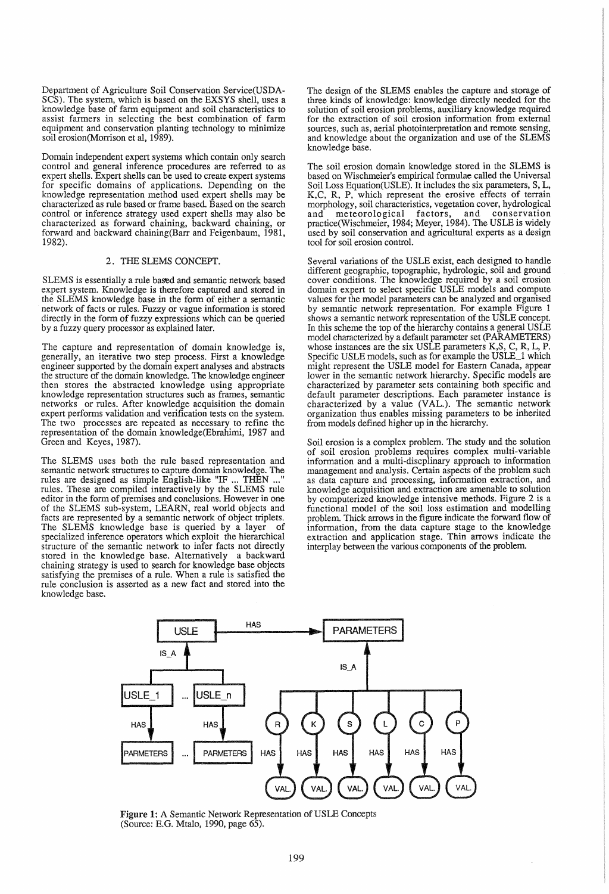Department of Agriculture Soil Conservation Service(USDA-SCS). The system, which is based on the EXSYS shell, uses a knowledge base of farm equipment and soil characteristics to assist farmers in selecting the best combination of farm equipment and conservation planting technology to minimize soil erosion(Morrison et al, 1989).

Domain independent expert systems which contain only search control and general inference procedures are referred to as expert shells. Expert shells can be used to create expert systems for specific domains of applications. Depending on the knowledge representation method used expert shells may be characterized as rule based or frame based. Based on the search control or inference strategy used expert shells may also be characterized as forward chaining, backward chaining, or forward and backward chaining(Barr and Feigenbaum, 1981, 1982).

## 2. THE SLEMS CONCEPT.

SLEMS is essentially a rule based and semantic network based expert system. Knowledge is therefore captured and stored in the SLEMS knowledge base in the form of either a semantic network of facts or rules. Fuzzy or vague information is stored directly in the form of fuzzy expressions which can be queried by a fuzzy query processor as explained later.

The capture and representation of domain knowledge is, generally, an iterative two step process. First a knowledge engineer supported by the domain expert analyses and abstracts the structure of the domain knowledge. The knowledge engineer then stores the abstracted knowledge using appropriate knowledge representation structures such as frames, semantic networks or rules. After knowledge acquisition the domain expert performs validation and verification tests on the system. The two processes are repeated as necessary to refine the representation of the domain knowledge(Ebrahimi, 1987 and Green and Keyes, 1987).

The SLEMS uses both the rule based representation and semantic network structures to capture domain knowledge. The rules are designed as simple English-like "IF ... THEN ..." rules. These are compiled interactively by the SLEMS rule editor in the form of premises and conclusions. However in one of the SLEMS sub-system, LEARN, real world objects and facts are represented by a semantic network of object triplets. The SLEMS knowledge base is queried by a layer of specialized inference operators which exploit the hierarchical structure of the semantic network to infer facts not directly stored in the knowledge base. Alternatively a backward chaining strategy is used to search for knowledge base objects satisfying the premises of a rule. When a rule is satisfied the rule conclusion is asserted as a new fact and stored into the knowledge base.

The design of the SLEMS enables the capture and storage of three kinds of knowledge: knowledge directly needed for the solution of soil erosion problems, auxiliary knowledge required for the extraction of soil erosion information from external sources, such as, aerial photointerpretation and remote sensing, and knowledge about the organization and use of the SLEMS knowledge base.

The soil erosion domain knowledge stored in the SLEMS is based on Wischmeier's empirical formulae called the Universal Soil Loss Equation(USLE). It includes the six parameters, S, L, K,C, R, P, which represent the erosive effects of terrain morphology, soil characteristics, vegetation cover, hydrological and meteorological factors, and conservation practice(Wischmeier, 1984; Meyer, 1984). The USLE is widely used by soil conservation and agricultural experts as a design tool for soil erosion control.

Several variations of the USLE exist, each designed to handle different geographic, topographic, hydrologic, soil and ground cover conditions. The knowledge required by a soil erosion domain expert to select specific USLE models and compute values for the model parameters can be analyzed and organised by semantic network representation. For example Figure 1 shows a semantic network representation of the USLE concept. In this scheme the top of the hierarchy contains a general USLE model characterized by a default parameter set (PARAMETERS) whose instances are the six USLE parameters K,S, C, R, L, P. Specific USLE models, such as for example the USLE_1 which might represent the USLE model for Eastern Canada, appear lower in the semantic network hierarchy. Specific models are characterized by parameter sets containing both specific and default parameter descriptions. Each parameter instance is characterized by a value (VAL.). The semantic network organization thus enables missing parameters to be inherited from models defined higher up in the hierarchy.

Soil erosion is a complex problem. The study and the solution of soil erosion problems requires complex multi-variable information and a multi-discplinary approach to information management and analysis. Certain aspects of the problem such as data capture and processing, information extraction, and knowledge acquisition and extraction are amenable to solution by computerized knowledge intensive methods. Figure 2 is a functional model of the soil loss estimation and modelling problem. Thick arrows in the figure indicate the forward flow of information, from the data capture stage to the knowledge extraction and application stage. Thin arrows indicate the interplay between the various components of the problem.

**Figure 1:** A Semantic Network Representation of USLE Concepts (Source: E.G. Mtalo, 1990, page 65).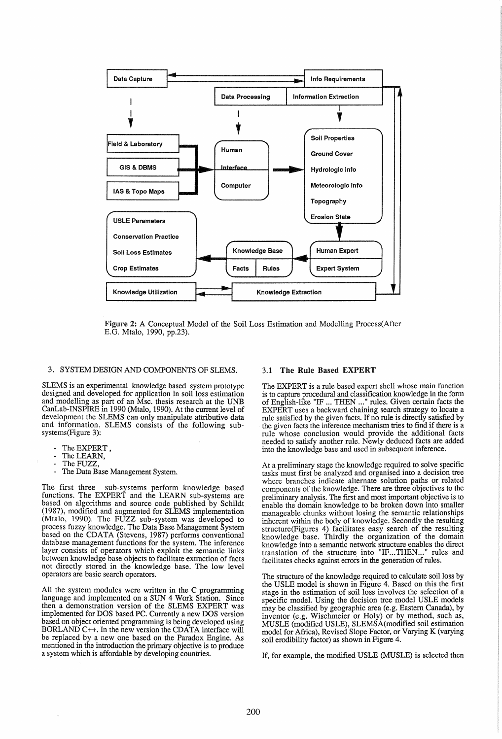Data Capture | Info Requirements | Data Processing | Information Extraction | Field & Laboratory | GIS & DBMS | IAS & Topo Maps | Human | Interface | Computer | Soil Properties | Ground Cover | Hydrologic Info | Meteorologic Info | Topography | Erosion State | USLE Parameters | Conservation Practice | Soil Loss Estimates | Crop Estimates | Knowledge Base | Facts | Rules | Human Expert | Expert System | Knowledge Utilization | Knowledge Extraction

**Figure 2:** A Conceptual Model of the Soil Loss Estimation and Modelling Process(After E.G. Mtalo, 1990, pp.23).

## 3. SYSTEM DESIGN AND COMPONENTS OF SLEMS.

SLEMS is an experimental knowledge based system prototype designed and developed for application in soil loss estimation and modelling as part of an Msc. thesis research at the UNB CanLab-INSPIRE in 1990 (Mtalo, 1990). At the current level of development the SLEMS can only manipulate attributive data and information. SLEMS consists of the following sub-systems(Figure 3):

- The EXPERT ,
- The LEARN,
- The FUZZ,
- The Data Base Management System.

The first three sub-systems perform knowledge based functions. The EXPERT and the LEARN sub-systems are based on algorithms and source code published by Schildt (1987), modified and augmented for SLEMS implementation (Mtalo, 1990). The FUZZ sub-system was developed to process fuzzy knowledge. The Data Base Management System based on the CDATA (Stevens, 1987) performs conventional database management functions for the system. The inference layer consists of operators which exploit the semantic links between knowledge base objects to facilitate extraction of facts not directly stored in the knowledge base. The low level operators are basic search operators.

All the system modules were written in the C programming language and implemented on a SUN 4 Work Station. Since then a demonstration version of the SLEMS EXPERT was implemented for DOS based PC. Currently a new DOS version based on object oriented programming is being developed using BORLAND C++. In the new version the CDATA interface will be replaced by a new one based on the Paradox Engine. As mentioned in the introduction the primary objective is to produce a system which is affordable by developing countries.

### 3.1 The Rule Based EXPERT

The EXPERT is a rule based expert shell whose main function is to capture procedural and classification knowledge in the form of English-like "IF ... THEN ..." rules. Given certain facts the EXPERT uses a backward chaining search strategy to locate a rule satisfied by the given facts. If no rule is directly satisfied by the given facts the inference mechanism tries to find if there is a rule whose conclusion would provide the additional facts needed to satisfy another rule. Newly deduced facts are added into the knowledge base and used in subsequent inference.

At a preliminary stage the knowledge required to solve specific tasks must first be analyzed and organised into a decision tree where branches indicate alternate solution paths or related components of the knowledge. There are three objectives to the preliminary analysis. The first and most important objective is to enable the domain knowledge to be broken down into smaller manageable chunks without losing the semantic relationships inherent within the body of knowledge. Secondly the resulting structure(Figures 4) facilitates easy search of the resulting knowledge base. Thirdly the organization of the domain knowledge into a semantic network structure enables the direct translation of the structure into "IF...THEN..." rules and facilitates checks against errors in the generation of rules.

The structure of the knowledge required to calculate soil loss by the USLE model is shown in Figure 4. Based on this the first stage in the estimation of soil loss involves the selection of a specific model. Using the decision tree model USLE models may be classified by geographic area (e.g. Eastern Canada), by inventor (e.g. Wischmeier or Holy) or by method, such as, MUSLE (modified USLE), SLEMSA(modified soil estimation model for Africa), Revised Slope Factor, or Varying K (varying soil erodibility factor) as shown in Figure 4.

If, for example, the modified USLE (MUSLE) is selected then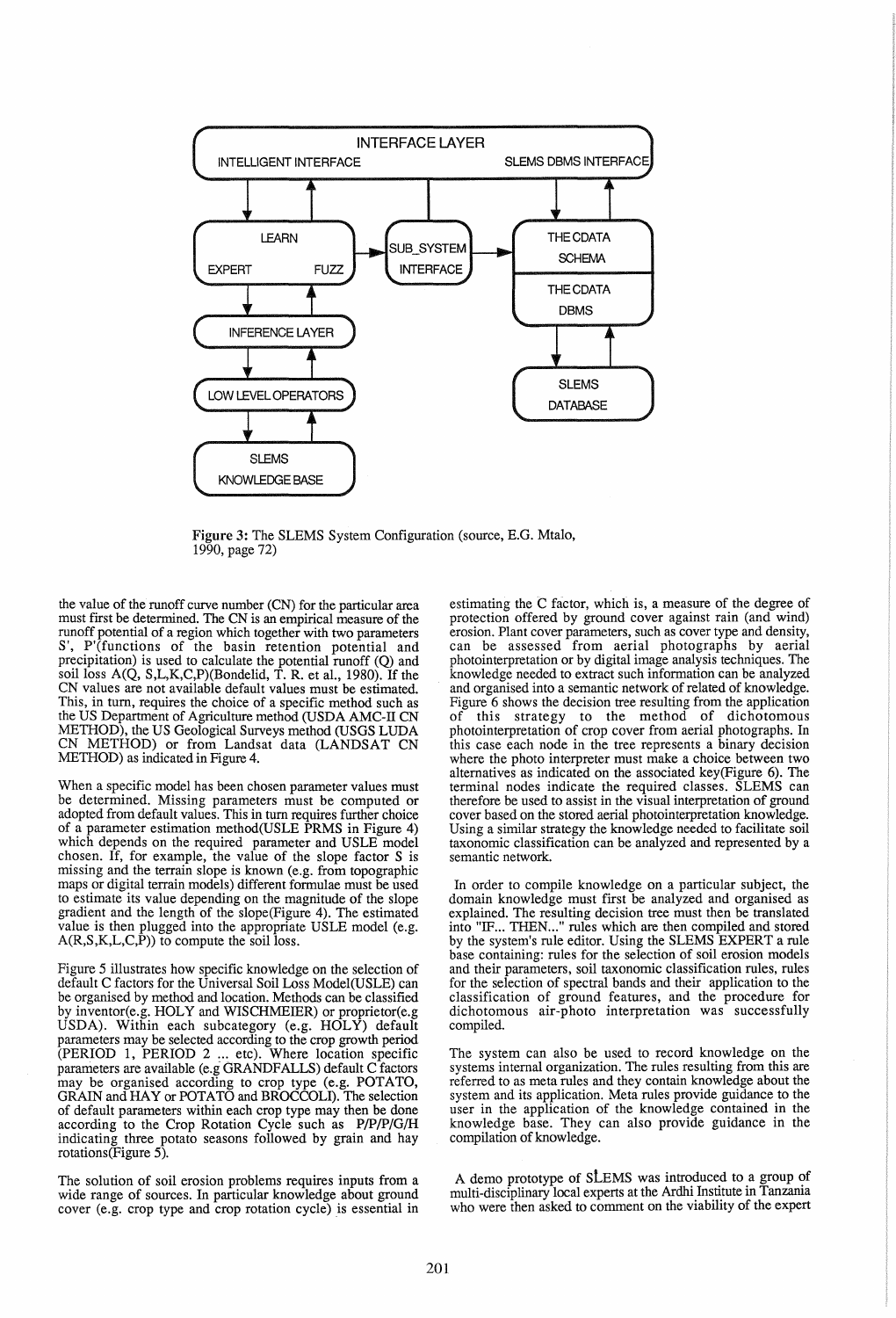INTERFACE LAYER

INTELLIGENT INTERFACE — SLEMS DBMS INTERFACE

LEARN / EXPERT / FUZZ — SUB_SYSTEM INTERFACE — THE CDATA SCHEMA / THE CDATA DBMS

INFERENCE LAYER

LOW LEVEL OPERATORS

SLEMS KNOWLEDGE BASE — SLEMS DATABASE

**Figure 3:** The SLEMS System Configuration (source, E.G. Mtalo, 1990, page 72)

the value of the runoff curve number (CN) for the particular area must first be determined. The CN is an empirical measure of the runoff potential of a region which together with two parameters S', P'(functions of the basin retention potential and precipitation) is used to calculate the potential runoff (Q) and soil loss A(Q, S,L,K,C,P)(Bondelid, T. R. et al., 1980). If the CN values are not available default values must be estimated. This, in turn, requires the choice of a specific method such as the US Department of Agriculture method (USDA AMC-II CN METHOD), the US Geological Surveys method (USGS LUDA CN METHOD) or from Landsat data (LANDSAT CN METHOD) as indicated in Figure 4.

When a specific model has been chosen parameter values must be determined. Missing parameters must be computed or adopted from default values. This in turn requires further choice of a parameter estimation method(USLE PRMS in Figure 4) which depends on the required parameter and USLE model chosen. If, for example, the value of the slope factor S is missing and the terrain slope is known (e.g. from topographic maps or digital terrain models) different formulae must be used to estimate its value depending on the magnitude of the slope gradient and the length of the slope(Figure 4). The estimated value is then plugged into the appropriate USLE model (e.g. A(R,S,K,L,C,P)) to compute the soil loss.

Figure 5 illustrates how specific knowledge on the selection of default C factors for the Universal Soil Loss Model(USLE) can be organised by method and location. Methods can be classified by inventor(e.g. HOLY and WISCHMEIER) or proprietor(e.g USDA). Within each subcategory (e.g. HOLY) default parameters may be selected according to the crop growth period (PERIOD 1, PERIOD 2 ... etc). Where location specific parameters are available (e.g GRANDFALLS) default C factors may be organised according to crop type (e.g. POTATO, GRAIN and HAY or POTATO and BROCCOLI). The selection of default parameters within each crop type may then be done according to the Crop Rotation Cycle such as P/P/P/G/H indicating three potato seasons followed by grain and hay rotations(Figure 5).

The solution of soil erosion problems requires inputs from a wide range of sources. In particular knowledge about ground cover (e.g. crop type and crop rotation cycle) is essential in estimating the C factor, which is, a measure of the degree of protection offered by ground cover against rain (and wind) erosion. Plant cover parameters, such as cover type and density, can be assessed from aerial photographs by aerial photointerpretation or by digital image analysis techniques. The knowledge needed to extract such information can be analyzed and organised into a semantic network of related of knowledge. Figure 6 shows the decision tree resulting from the application of this strategy to the method of dichotomous photointerpretation of crop cover from aerial photographs. In this case each node in the tree represents a binary decision where the photo interpreter must make a choice between two alternatives as indicated on the associated key(Figure 6). The terminal nodes indicate the required classes. SLEMS can therefore be used to assist in the visual interpretation of ground cover based on the stored aerial photointerpretation knowledge. Using a similar strategy the knowledge needed to facilitate soil taxonomic classification can be analyzed and represented by a semantic network.

In order to compile knowledge on a particular subject, the domain knowledge must first be analyzed and organised as explained. The resulting decision tree must then be translated into "IF... THEN..." rules which are then compiled and stored by the system's rule editor. Using the SLEMS EXPERT a rule base containing: rules for the selection of soil erosion models and their parameters, soil taxonomic classification rules, rules for the selection of spectral bands and their application to the classification of ground features, and the procedure for dichotomous air-photo interpretation was successfully compiled.

The system can also be used to record knowledge on the systems internal organization. The rules resulting from this are referred to as meta rules and they contain knowledge about the system and its application. Meta rules provide guidance to the user in the application of the knowledge contained in the knowledge base. They can also provide guidance in the compilation of knowledge.

A demo prototype of SLEMS was introduced to a group of multi-disciplinary local experts at the Ardhi Institute in Tanzania who were then asked to comment on the viability of the expert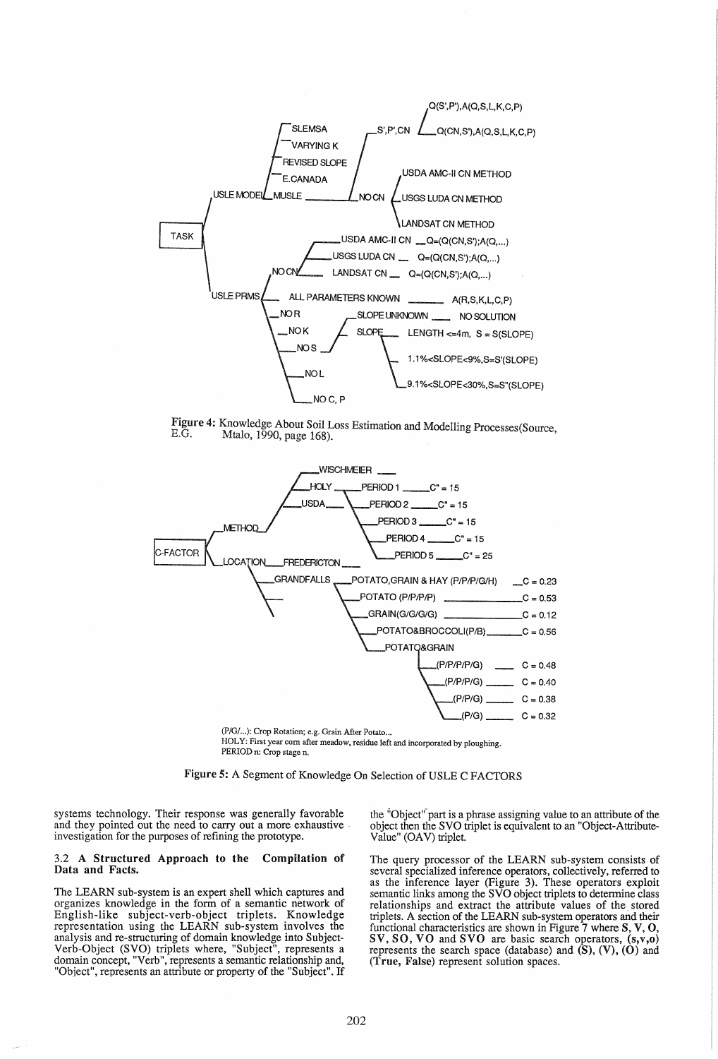Figure 4: Knowledge About Soil Loss Estimation and Modelling Processes(Source, E.G. Mtalo, 1990, page 168).

(P/G/...): Crop Rotation; e.g. Grain After Potato...
HOLY: First year corn after meadow, residue left and incorporated by ploughing.
PERIOD n: Crop stage n.

Figure 5: A Segment of Knowledge On Selection of USLE C FACTORS

systems technology. Their response was generally favorable and they pointed out the need to carry out a more exhaustive investigation for the purposes of refining the prototype.

### 3.2 A Structured Approach to the Compilation of Data and Facts.

The LEARN sub-system is an expert shell which captures and organizes knowledge in the form of a semantic network of English-like subject-verb-object triplets. Knowledge representation using the LEARN sub-system involves the analysis and re-structuring of domain knowledge into Subject-Verb-Object (SVO) triplets where, "Subject", represents a domain concept, "Verb", represents a semantic relationship and, "Object", represents an attribute or property of the "Subject". If the "Object" part is a phrase assigning value to an attribute of the object then the SVO triplet is equivalent to an "Object-Attribute-Value" (OAV) triplet.

The query processor of the LEARN sub-system consists of several specialized inference operators, collectively, referred to as the inference layer (Figure 3). These operators exploit semantic links among the SVO object triplets to determine class relationships and extract the attribute values of the stored triplets. A section of the LEARN sub-system operators and their functional characteristics are shown in Figure 7 where **S, V, O, SV, SO, VO** and **SVO** are basic search operators, **(s,v,o)** represents the search space (database) and **(S), (V), (O)** and **(True, False)** represent solution spaces.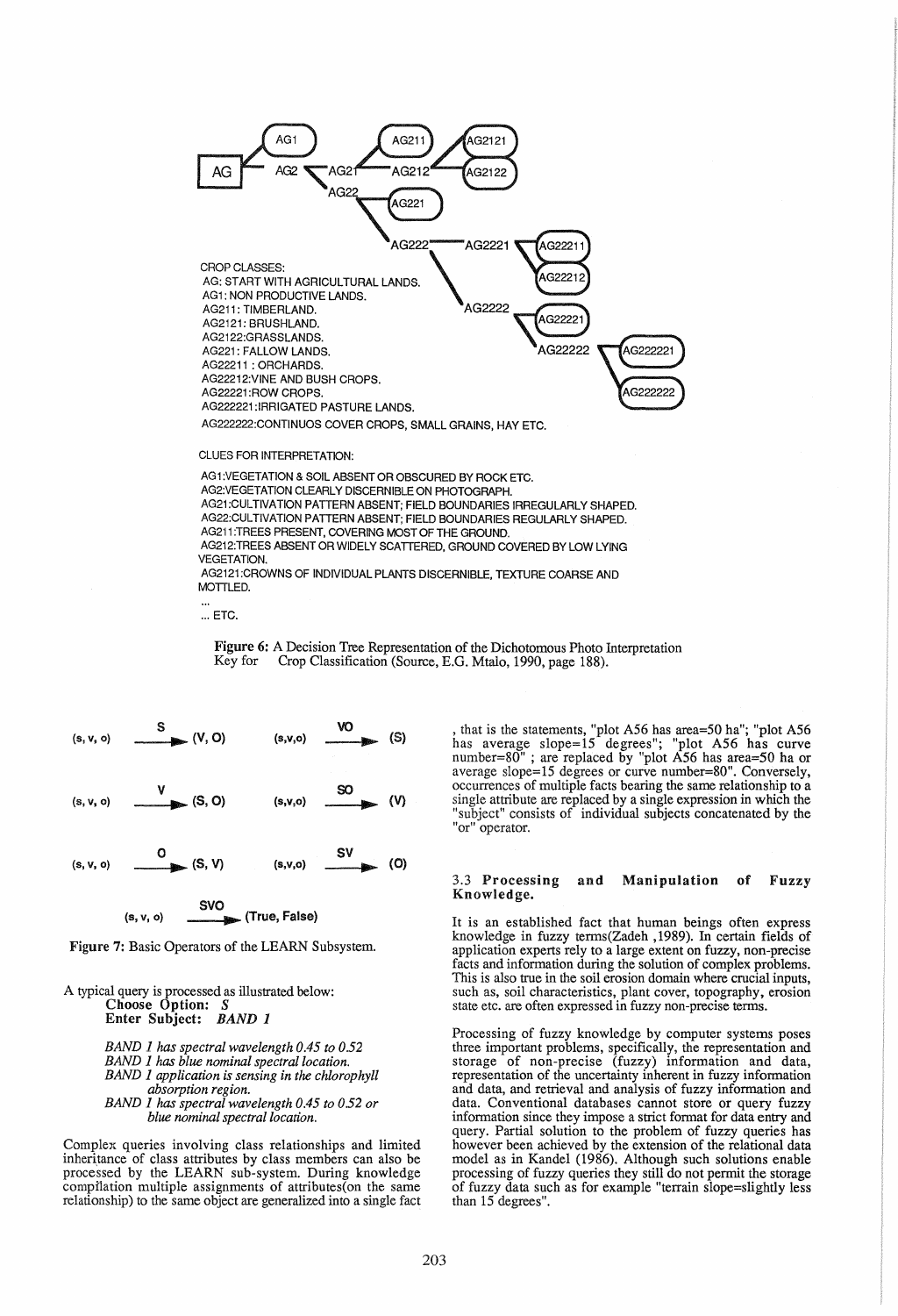AG

AG1

AG2

AG21

AG211

AG212

AG2121

AG2122

AG22

AG221

AG222

AG2221

AG22211

AG22212

AG2222

AG22221

AG22222

AG222221

AG222222

CROP CLASSES:
AG: START WITH AGRICULTURAL LANDS.
AG1: NON PRODUCTIVE LANDS.
AG211: TIMBERLAND.
AG2121: BRUSHLAND.
AG2122:GRASSLANDS.
AG221: FALLOW LANDS.
AG22211 : ORCHARDS.
AG22212:VINE AND BUSH CROPS.
AG22221:ROW CROPS.
AG222221:IRRIGATED PASTURE LANDS.
AG222222:CONTINUOS COVER CROPS, SMALL GRAINS, HAY ETC.

CLUES FOR INTERPRETATION:

AG1:VEGETATION & SOIL ABSENT OR OBSCURED BY ROCK ETC.
AG2:VEGETATION CLEARLY DISCERNIBLE ON PHOTOGRAPH.
AG21:CULTIVATION PATTERN ABSENT; FIELD BOUNDARIES IRREGULARLY SHAPED.
AG22:CULTIVATION PATTERN ABSENT; FIELD BOUNDARIES REGULARLY SHAPED.
AG211:TREES PRESENT, COVERING MOST OF THE GROUND.
AG212:TREES ABSENT OR WIDELY SCATTERED, GROUND COVERED BY LOW LYING VEGETATION.
AG2121:CROWNS OF INDIVIDUAL PLANTS DISCERNIBLE, TEXTURE COARSE AND MOTTLED.
...
... ETC.

**Figure 6:** A Decision Tree Representation of the Dichotomous Photo Interpretation Key for Crop Classification (Source, E.G. Mtalo, 1990, page 188).

(s, v, o) —S→ (V, O)    (s,v,o) —VO→ (S)

(s, v, o) —V→ (S, O)    (s,v,o) —SO→ (V)

(s, v, o) —O→ (S, V)    (s,v,o) —SV→ (O)

(s, v, o) —SVO→ (True, False)

**Figure 7:** Basic Operators of the LEARN Subsystem.

A typical query is processed as illustrated below:
**Choose Option:** ***S***
**Enter Subject:** ***BAND 1***

*BAND 1 has spectral wavelength 0.45 to 0.52*
*BAND 1 has blue nominal spectral location.*
*BAND 1 application is sensing in the chlorophyll absorption region.*
*BAND 1 has spectral wavelength 0.45 to 0.52 or blue nominal spectral location.*

Complex queries involving class relationships and limited inheritance of class attributes by class members can also be processed by the LEARN sub-system. During knowledge compilation multiple assignments of attributes(on the same relationship) to the same object are generalized into a single fact, that is the statements, "plot A56 has area=50 ha"; "plot A56 has average slope=15 degrees"; "plot A56 has curve number=80" ; are replaced by "plot A56 has area=50 ha or average slope=15 degrees or curve number=80". Conversely, occurrences of multiple facts bearing the same relationship to a single attribute are replaced by a single expression in which the "subject" consists of individual subjects concatenated by the "or" operator.

### 3.3 Processing and Manipulation of Fuzzy Knowledge.

It is an established fact that human beings often express knowledge in fuzzy terms(Zadeh ,1989). In certain fields of application experts rely to a large extent on fuzzy, non-precise facts and information during the solution of complex problems. This is also true in the soil erosion domain where crucial inputs, such as, soil characteristics, plant cover, topography, erosion state etc. are often expressed in fuzzy non-precise terms.

Processing of fuzzy knowledge by computer systems poses three important problems, specifically, the representation and storage of non-precise (fuzzy) information and data, representation of the uncertainty inherent in fuzzy information and data, and retrieval and analysis of fuzzy information and data. Conventional databases cannot store or query fuzzy information since they impose a strict format for data entry and query. Partial solution to the problem of fuzzy queries has however been achieved by the extension of the relational data model as in Kandel (1986). Although such solutions enable processing of fuzzy queries they still do not permit the storage of fuzzy data such as for example "terrain slope=slightly less than 15 degrees".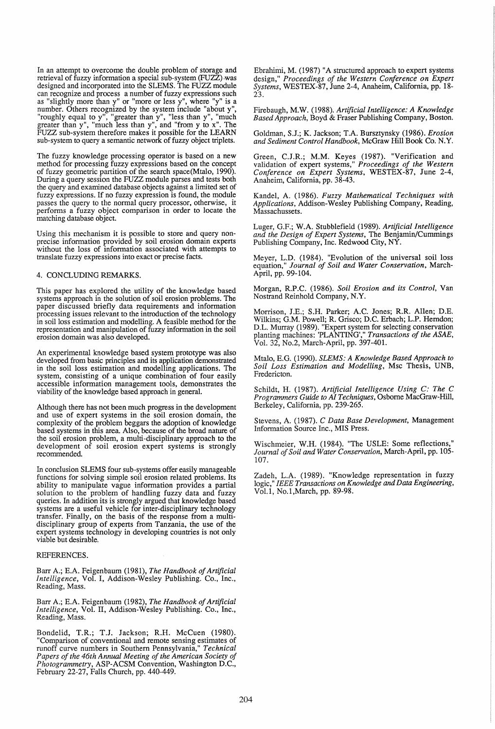In an attempt to overcome the double problem of storage and retrieval of fuzzy information a special sub-system (FUZZ) was designed and incorporated into the SLEMS. The FUZZ module can recognize and process a number of fuzzy expressions such as "slightly more than y" or "more or less y", where "y" is a number. Others recognized by the system include "about y", "roughly equal to y", "greater than y", "less than y", "much greater than y", "much less than y", and "from y to x". The FUZZ sub-system therefore makes it possible for the LEARN sub-system to query a semantic network of fuzzy object triplets.

The fuzzy knowledge processing operator is based on a new method for processing fuzzy expressions based on the concept of fuzzy geometric partition of the search space(Mtalo, 1990). During a query session the FUZZ module parses and tests both the query and examined database objects against a limited set of fuzzy expressions. If no fuzzy expression is found, the module passes the query to the normal query processor, otherwise, it performs a fuzzy object comparison in order to locate the matching database object.

Using this mechanism it is possible to store and query non-precise information provided by soil erosion domain experts without the loss of information associated with attempts to translate fuzzy expressions into exact or precise facts.

## 4. CONCLUDING REMARKS.

This paper has explored the utility of the knowledge based systems approach in the solution of soil erosion problems. The paper discussed briefly data requirements and information processing issues relevant to the introduction of the technology in soil loss estimation and modelling. A feasible method for the representation and manipulation of fuzzy information in the soil erosion domain was also developed.

An experimental knowledge based system prototype was also developed from basic principles and its application demonstrated in the soil loss estimation and modelling applications. The system, consisting of a unique combination of four easily accessible information management tools, demonstrates the viability of the knowledge based approach in general.

Although there has not been much progress in the development and use of expert systems in the soil erosion domain, the complexity of the problem beggars the adoption of knowledge based systems in this area. Also, because of the broad nature of the soil erosion problem, a multi-disciplinary approach to the development of soil erosion expert systems is strongly recommended.

In conclusion SLEMS four sub-systems offer easily manageable functions for solving simple soil erosion related problems. Its ability to manipulate vague information provides a partial solution to the problem of handling fuzzy data and fuzzy queries. In addition its is strongly argued that knowledge based systems are a useful vehicle for inter-disciplinary technology transfer. Finally, on the basis of the response from a multi-disciplinary group of experts from Tanzania, the use of the expert systems technology in developing countries is not only viable but desirable.

## REFERENCES.

Barr A.; E.A. Feigenbaum (1981), *The Handbook of Artificial Intelligence*, Vol. I, Addison-Wesley Publishing. Co., Inc., Reading, Mass.

Barr A.; E.A. Feigenbaum (1982), *The Handbook of Artificial Intelligence*, Vol. II, Addison-Wesley Publishing. Co., Inc., Reading, Mass.

Bondelid, T.R.; T.J. Jackson; R.H. McCuen (1980). "Comparison of conventional and remote sensing estimates of runoff curve numbers in Southern Pennsylvania," *Technical Papers of the 46th Annual Meeting of the American Society of Photogrammetry*, ASP-ACSM Convention, Washington D.C., February 22-27, Falls Church, pp. 440-449.

Ebrahimi, M. (1987) "A structured approach to expert systems design," *Proceedings of the Western Conference on Expert Systems*, WESTEX-87, June 2-4, Anaheim, California, pp. 18-23.

Firebaugh, M.W. (1988). *Artificial Intelligence: A Knowledge Based Approach*, Boyd & Fraser Publishing Company, Boston.

Goldman, S.J.; K. Jackson; T.A. Bursztynsky (1986). *Erosion and Sediment Control Handbook*, McGraw Hill Book Co. N.Y.

Green, C.J.R.; M.M. Keyes (1987). "Verification and validation of expert systems," *Proceedings of the Western Conference on Expert Systems*, WESTEX-87, June 2-4, Anaheim, California, pp. 38-43.

Kandel, A. (1986). *Fuzzy Mathematical Techniques with Applications*, Addison-Wesley Publishing Company, Reading, Massachussets.

Luger, G.F.; W.A. Stubblefield (1989). *Artificial Intelligence and the Design of Expert Systems*, The Benjamin/Cummings Publishing Company, Inc. Redwood City, NY.

Meyer, L.D. (1984). "Evolution of the universal soil loss equation," *Journal of Soil and Water Conservation*, March-April, pp. 99-104.

Morgan, R.P.C. (1986). *Soil Erosion and its Control*, Van Nostrand Reinhold Company, N.Y.

Morrison, J.E.; S.H. Parker; A.C. Jones; R.R. Allen; D.E. Wilkins; G.M. Powell; R. Grisco; D.C. Erbach; L.P. Herndon; D.L. Murray (1989). "Expert system for selecting conservation planting machines: 'PLANTING'," *Transactions of the ASAE*, Vol. 32, No.2, March-April, pp. 397-401.

Mtalo, E.G. (1990). *SLEMS: A Knowledge Based Approach to Soil Loss Estimation and Modelling*, Msc Thesis, UNB, Fredericton.

Schildt, H. (1987). *Artificial Intelligence Using C: The C Programmers Guide to AI Techniques*, Osborne MacGraw-Hill, Berkeley, California, pp. 239-265.

Stevens, A. (1987). *C Data Base Development*, Management Information Source Inc., MIS Press.

Wischmeier, W.H. (1984). "The USLE: Some reflections," *Journal of Soil and Water Conservation*, March-April, pp. 105-107.

Zadeh, L.A. (1989). "Knowledge representation in fuzzy logic," *IEEE Transactions on Knowledge and Data Engineering*, Vol.1, No.1,March, pp. 89-98.